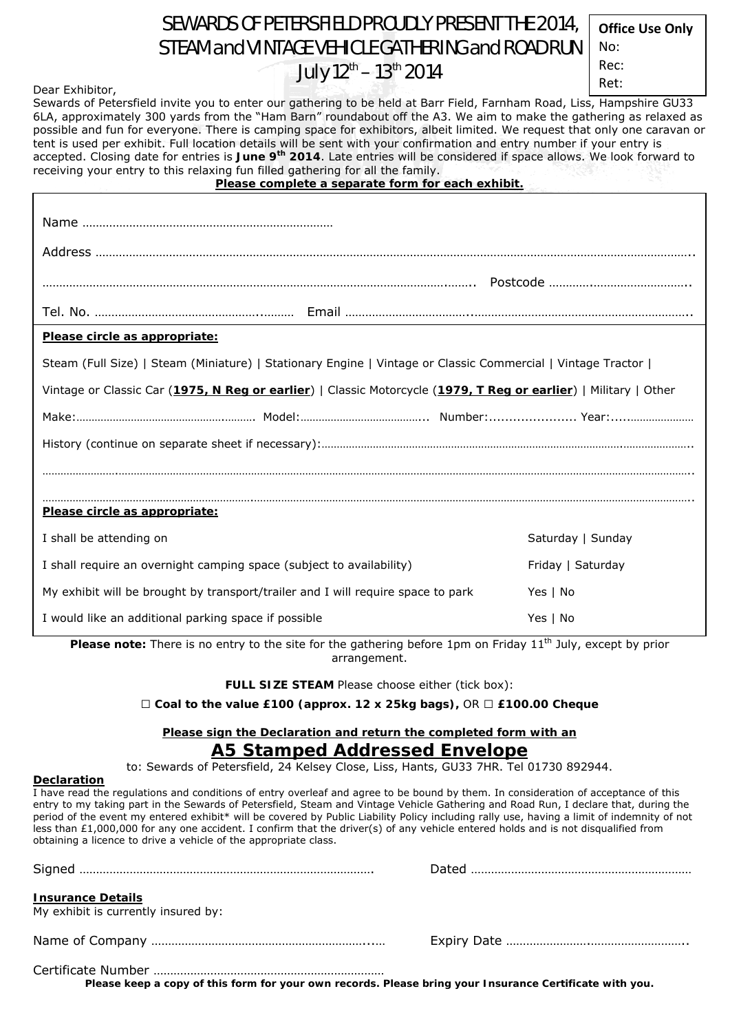# SEWARDS OF PETERSFIELD PROUDLY PRESENT THE 2014, STEAM and VINTAGE VEHICLE GATHERING and ROAD RUN July 12th – 13th 2014

| Office Use Only |
|---|
| No: |
| Rec: |
| Ret: |

Dear Exhibitor,

Sewards of Petersfield invite you to enter our gathering to be held at Barr Field, Farnham Road, Liss, Hampshire GU33 6LA, approximately 300 yards from the "Ham Barn" roundabout off the A3. We aim to make the gathering as relaxed as possible and fun for everyone. There is camping space for exhibitors, albeit limited. We request that only one caravan or tent is used per exhibit. Full location details will be sent with your confirmation and entry number if your entry is accepted. Closing date for entries is **June 9th 2014**. Late entries will be considered if space allows. We look forward to receiving your entry to this relaxing fun filled gathering for all the family.

**Please complete a separate form for each exhibit.**

Name ………………………………………………………………

Address ……………………………………………………………………………………………………………………………………………………..

…………………………………………………………………………………………………………….. Postcode ………………………………………..

Tel. No. ……………………………………………… Email …………………………………………………………………………………………..

**Please circle as appropriate:**

Steam (Full Size) | Steam (Miniature) | Stationary Engine | Vintage or Classic Commercial | Vintage Tractor |

Vintage or Classic Car (**1975, N Reg or earlier**) | Classic Motorcycle (**1979, T Reg or earlier**) | Military | Other

Make:………………………………………………. Model:………………………………….. Number:..................... Year:.....…………………

History (continue on separate sheet if necessary):……………………………………………………………………………………………..

……………………………………………………………………………………………………………………………………………………………..

……………………………………………………………………………………………………………………………………………………………..

**Please circle as appropriate:**

| | |
|---|---|
| I shall be attending on | Saturday \| Sunday |
| I shall require an overnight camping space (subject to availability) | Friday \| Saturday |
| My exhibit will be brought by transport/trailer and I will require space to park | Yes \| No |
| I would like an additional parking space if possible | Yes \| No |

**Please note:** There is no entry to the site for the gathering before 1pm on Friday 11th July, except by prior arrangement.

**FULL SIZE STEAM** Please choose either (tick box):

☐ **Coal to the value £100 (approx. 12 x 25kg bags),** OR ☐ **£100.00 Cheque**

**Please sign the Declaration and return the completed form with an**

## A5 Stamped Addressed Envelope

to: Sewards of Petersfield, 24 Kelsey Close, Liss, Hants, GU33 7HR. Tel 01730 892944.

**Declaration**

I have read the regulations and conditions of entry overleaf and agree to be bound by them. In consideration of acceptance of this entry to my taking part in the Sewards of Petersfield, Steam and Vintage Vehicle Gathering and Road Run, I declare that, during the period of the event my entered exhibit* will be covered by Public Liability Policy including rally use, having a limit of indemnity of not less than £1,000,000 for any one accident. I confirm that the driver(s) of any vehicle entered holds and is not disqualified from obtaining a licence to drive a vehicle of the appropriate class.

Signed ……………………………………………………………………………. Dated ………………………………………………………

**Insurance Details**

My exhibit is currently insured by:

Name of Company ……………………………………………………….…… Expiry Date …………………………………………..

Certificate Number ……………………………………………………………

**Please keep a copy of this form for your own records. Please bring your Insurance Certificate with you.**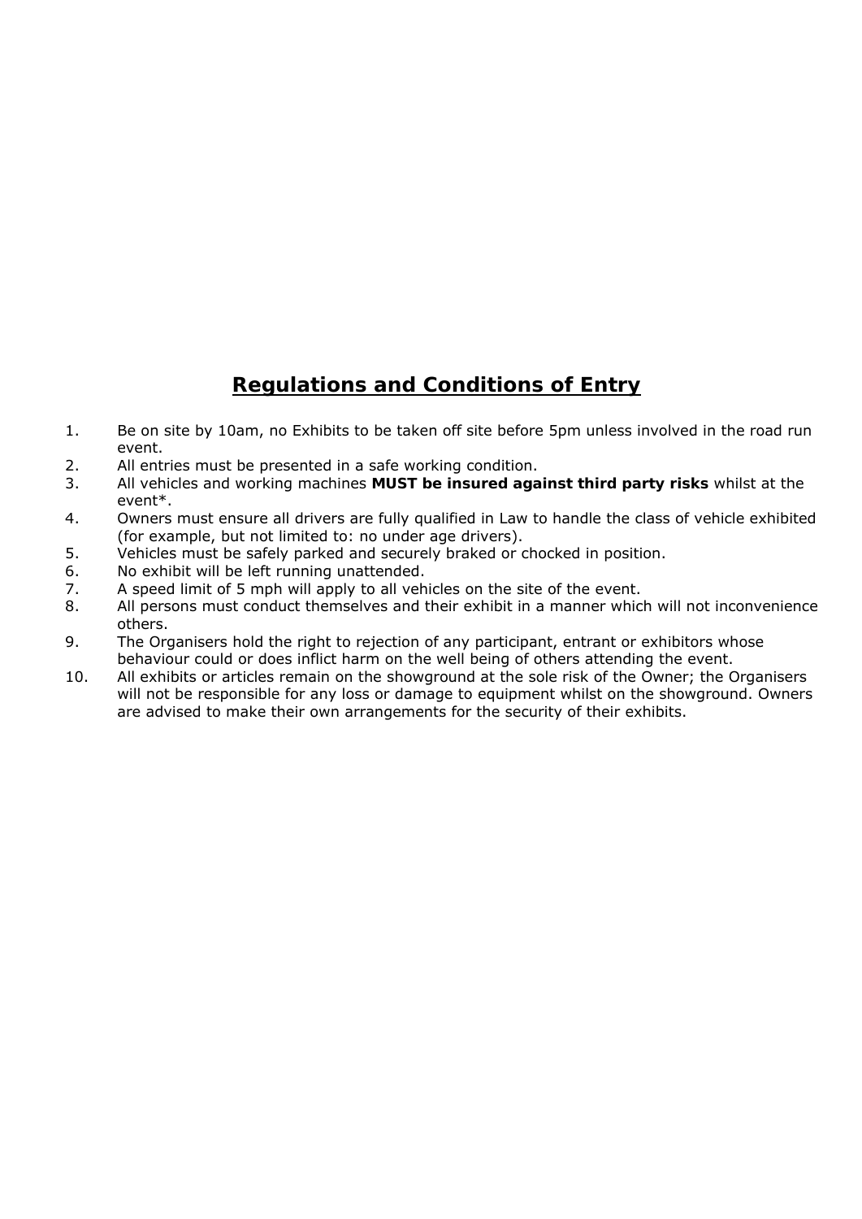## **Regulations and Conditions of Entry**

1. Be on site by 10am, no Exhibits to be taken off site before 5pm unless involved in the road run event.
2. All entries must be presented in a safe working condition.
3. All vehicles and working machines **MUST be insured against third party risks** whilst at the event*.
4. Owners must ensure all drivers are fully qualified in Law to handle the class of vehicle exhibited (for example, but not limited to: no under age drivers).
5. Vehicles must be safely parked and securely braked or chocked in position.
6. No exhibit will be left running unattended.
7. A speed limit of 5 mph will apply to all vehicles on the site of the event.
8. All persons must conduct themselves and their exhibit in a manner which will not inconvenience others.
9. The Organisers hold the right to rejection of any participant, entrant or exhibitors whose behaviour could or does inflict harm on the well being of others attending the event.
10. All exhibits or articles remain on the showground at the sole risk of the Owner; the Organisers will not be responsible for any loss or damage to equipment whilst on the showground. Owners are advised to make their own arrangements for the security of their exhibits.